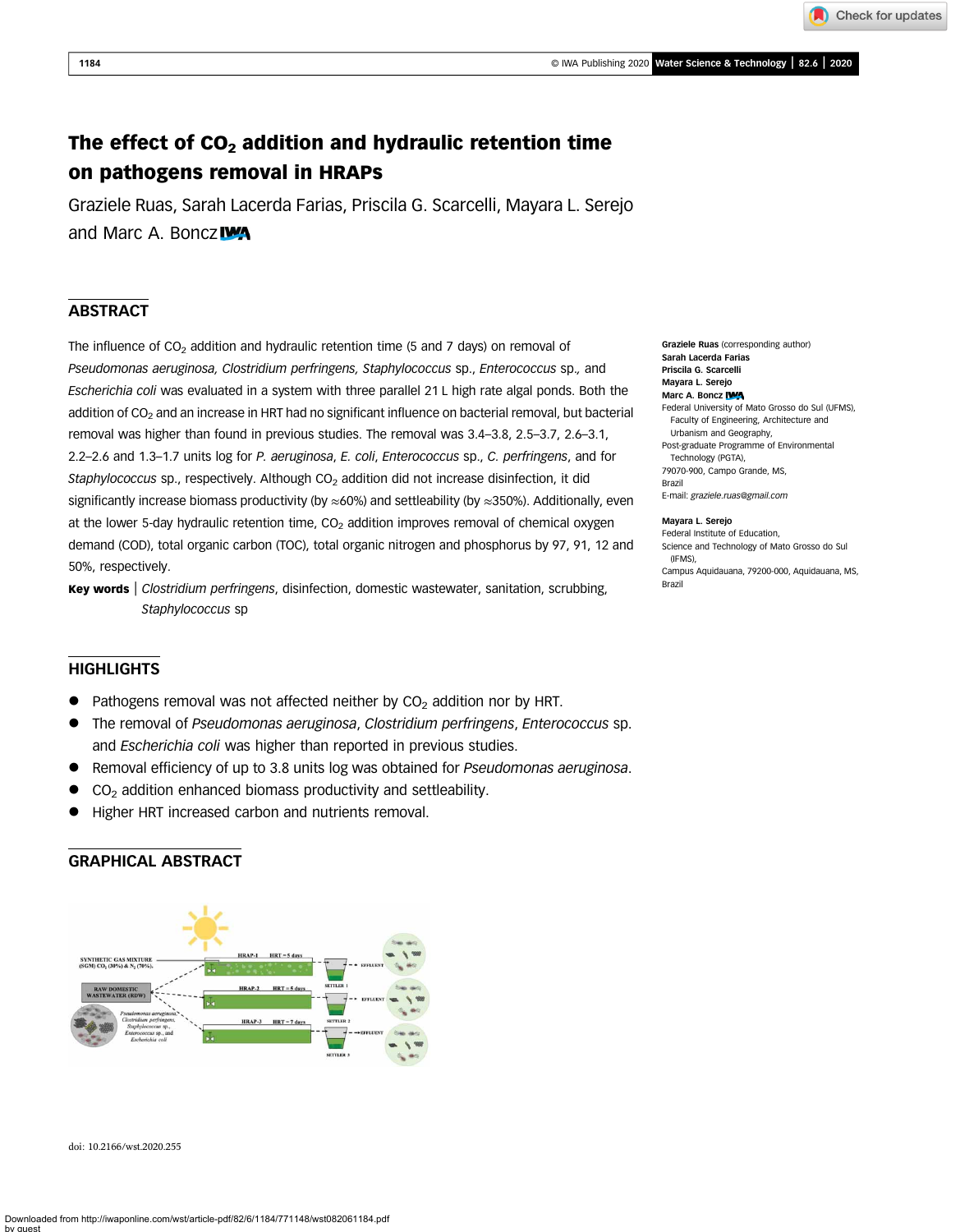# The effect of $CO_2$ addition and hydraulic retention time on pathogens removal in HRAPs

Graziele Ruas, Sarah Lacerda Farias, Priscila G. Scarcelli, Mayara L. Serejo and Marc A. Boncz

## ABSTRACT

The influence of $CO_2$ addition and hydraulic retention time (5 and 7 days) on removal of *Pseudomonas aeruginosa, Clostridium perfringens, Staphylococcus* sp., *Enterococcus* sp., and *Escherichia coli* was evaluated in a system with three parallel 21 L high rate algal ponds. Both the addition of $CO_2$ and an increase in HRT had no significant influence on bacterial removal, but bacterial removal was higher than found in previous studies. The removal was 3.4–3.8, 2.5–3.7, 2.6–3.1, 2.2–2.6 and 1.3–1.7 units log for *P. aeruginosa*, *E. coli*, *Enterococcus* sp., *C. perfringens*, and for *Staphylococcus* sp., respectively. Although $CO_2$ addition did not increase disinfection, it did significantly increase biomass productivity (by ≈60%) and settleability (by ≈350%). Additionally, even at the lower 5-day hydraulic retention time, $CO_2$ addition improves removal of chemical oxygen demand (COD), total organic carbon (TOC), total organic nitrogen and phosphorus by 97, 91, 12 and 50%, respectively.

**Key words** | *Clostridium perfringens*, disinfection, domestic wastewater, sanitation, scrubbing, *Staphylococcus* sp

**Graziele Ruas** (corresponding author)
**Sarah Lacerda Farias**
**Priscila G. Scarcelli**
**Mayara L. Serejo**
**Marc A. Boncz**
Federal University of Mato Grosso do Sul (UFMS), Faculty of Engineering, Architecture and Urbanism and Geography,
Post-graduate Programme of Environmental Technology (PGTA),
79070-900, Campo Grande, MS,
Brazil
E-mail: *graziele.ruas@gmail.com*

**Mayara L. Serejo**
Federal Institute of Education,
Science and Technology of Mato Grosso do Sul (IFMS),
Campus Aquidauana, 79200-000, Aquidauana, MS,
Brazil

## HIGHLIGHTS

- Pathogens removal was not affected neither by $CO_2$ addition nor by HRT.
- The removal of *Pseudomonas aeruginosa*, *Clostridium perfringens*, *Enterococcus* sp. and *Escherichia coli* was higher than reported in previous studies.
- Removal efficiency of up to 3.8 units log was obtained for *Pseudomonas aeruginosa*.
- $CO_2$ addition enhanced biomass productivity and settleability.
- Higher HRT increased carbon and nutrients removal.

## GRAPHICAL ABSTRACT

doi: 10.2166/wst.2020.255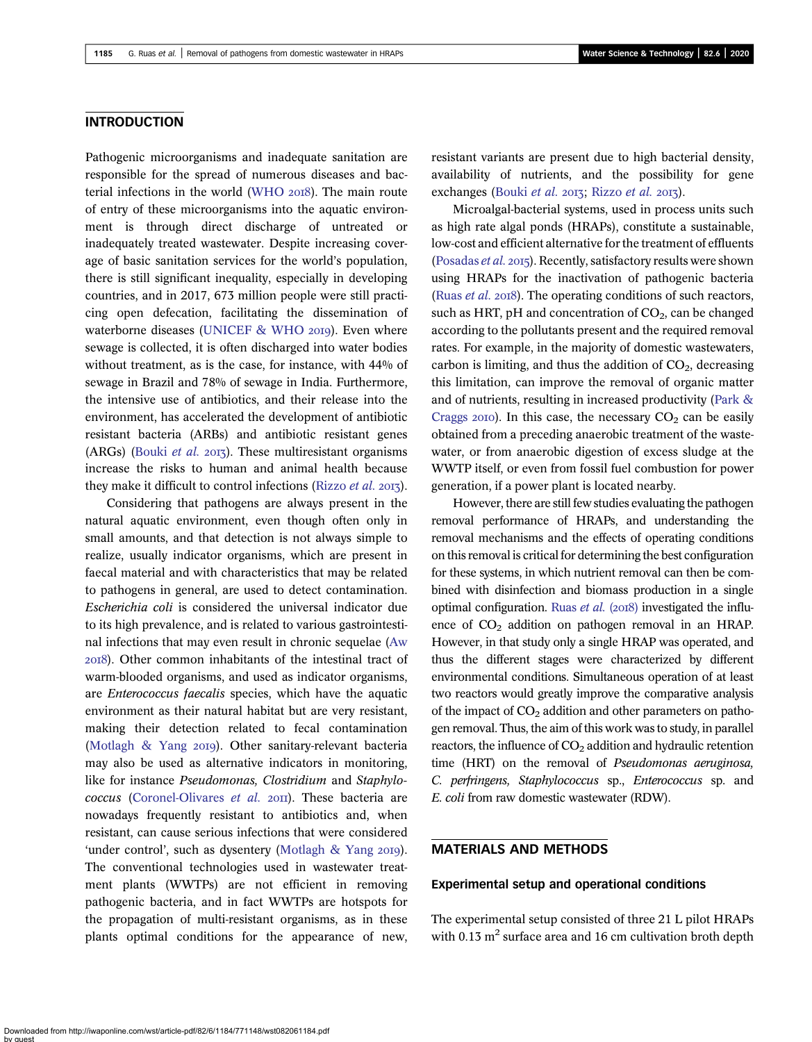## INTRODUCTION

Pathogenic microorganisms and inadequate sanitation are responsible for the spread of numerous diseases and bacterial infections in the world (WHO 2018). The main route of entry of these microorganisms into the aquatic environment is through direct discharge of untreated or inadequately treated wastewater. Despite increasing coverage of basic sanitation services for the world's population, there is still significant inequality, especially in developing countries, and in 2017, 673 million people were still practicing open defecation, facilitating the dissemination of waterborne diseases (UNICEF & WHO 2019). Even where sewage is collected, it is often discharged into water bodies without treatment, as is the case, for instance, with 44% of sewage in Brazil and 78% of sewage in India. Furthermore, the intensive use of antibiotics, and their release into the environment, has accelerated the development of antibiotic resistant bacteria (ARBs) and antibiotic resistant genes (ARGs) (Bouki *et al.* 2013). These multiresistant organisms increase the risks to human and animal health because they make it difficult to control infections (Rizzo *et al.* 2013).

Considering that pathogens are always present in the natural aquatic environment, even though often only in small amounts, and that detection is not always simple to realize, usually indicator organisms, which are present in faecal material and with characteristics that may be related to pathogens in general, are used to detect contamination. *Escherichia coli* is considered the universal indicator due to its high prevalence, and is related to various gastrointestinal infections that may even result in chronic sequelae (Aw 2018). Other common inhabitants of the intestinal tract of warm-blooded organisms, and used as indicator organisms, are *Enterococcus faecalis* species, which have the aquatic environment as their natural habitat but are very resistant, making their detection related to fecal contamination (Motlagh & Yang 2019). Other sanitary-relevant bacteria may also be used as alternative indicators in monitoring, like for instance *Pseudomonas, Clostridium* and *Staphylococcus* (Coronel-Olivares *et al.* 2011). These bacteria are nowadays frequently resistant to antibiotics and, when resistant, can cause serious infections that were considered 'under control', such as dysentery (Motlagh & Yang 2019). The conventional technologies used in wastewater treatment plants (WWTPs) are not efficient in removing pathogenic bacteria, and in fact WWTPs are hotspots for the propagation of multi-resistant organisms, as in these plants optimal conditions for the appearance of new, resistant variants are present due to high bacterial density, availability of nutrients, and the possibility for gene exchanges (Bouki *et al.* 2013; Rizzo *et al.* 2013).

Microalgal-bacterial systems, used in process units such as high rate algal ponds (HRAPs), constitute a sustainable, low-cost and efficient alternative for the treatment of effluents (Posadas *et al.* 2015). Recently, satisfactory results were shown using HRAPs for the inactivation of pathogenic bacteria (Ruas *et al.* 2018). The operating conditions of such reactors, such as HRT, pH and concentration of $CO_2$, can be changed according to the pollutants present and the required removal rates. For example, in the majority of domestic wastewaters, carbon is limiting, and thus the addition of $CO_2$, decreasing this limitation, can improve the removal of organic matter and of nutrients, resulting in increased productivity (Park & Craggs 2010). In this case, the necessary $CO_2$ can be easily obtained from a preceding anaerobic treatment of the wastewater, or from anaerobic digestion of excess sludge at the WWTP itself, or even from fossil fuel combustion for power generation, if a power plant is located nearby.

However, there are still few studies evaluating the pathogen removal performance of HRAPs, and understanding the removal mechanisms and the effects of operating conditions on this removal is critical for determining the best configuration for these systems, in which nutrient removal can then be combined with disinfection and biomass production in a single optimal configuration. Ruas *et al.* (2018) investigated the influence of $CO_2$ addition on pathogen removal in an HRAP. However, in that study only a single HRAP was operated, and thus the different stages were characterized by different environmental conditions. Simultaneous operation of at least two reactors would greatly improve the comparative analysis of the impact of $CO_2$ addition and other parameters on pathogen removal. Thus, the aim of this work was to study, in parallel reactors, the influence of $CO_2$ addition and hydraulic retention time (HRT) on the removal of *Pseudomonas aeruginosa, C. perfringens, Staphylococcus* sp., *Enterococcus* sp. and *E. coli* from raw domestic wastewater (RDW).

## MATERIALS AND METHODS

### Experimental setup and operational conditions

The experimental setup consisted of three 21 L pilot HRAPs with 0.13 $m^2$ surface area and 16 cm cultivation broth depth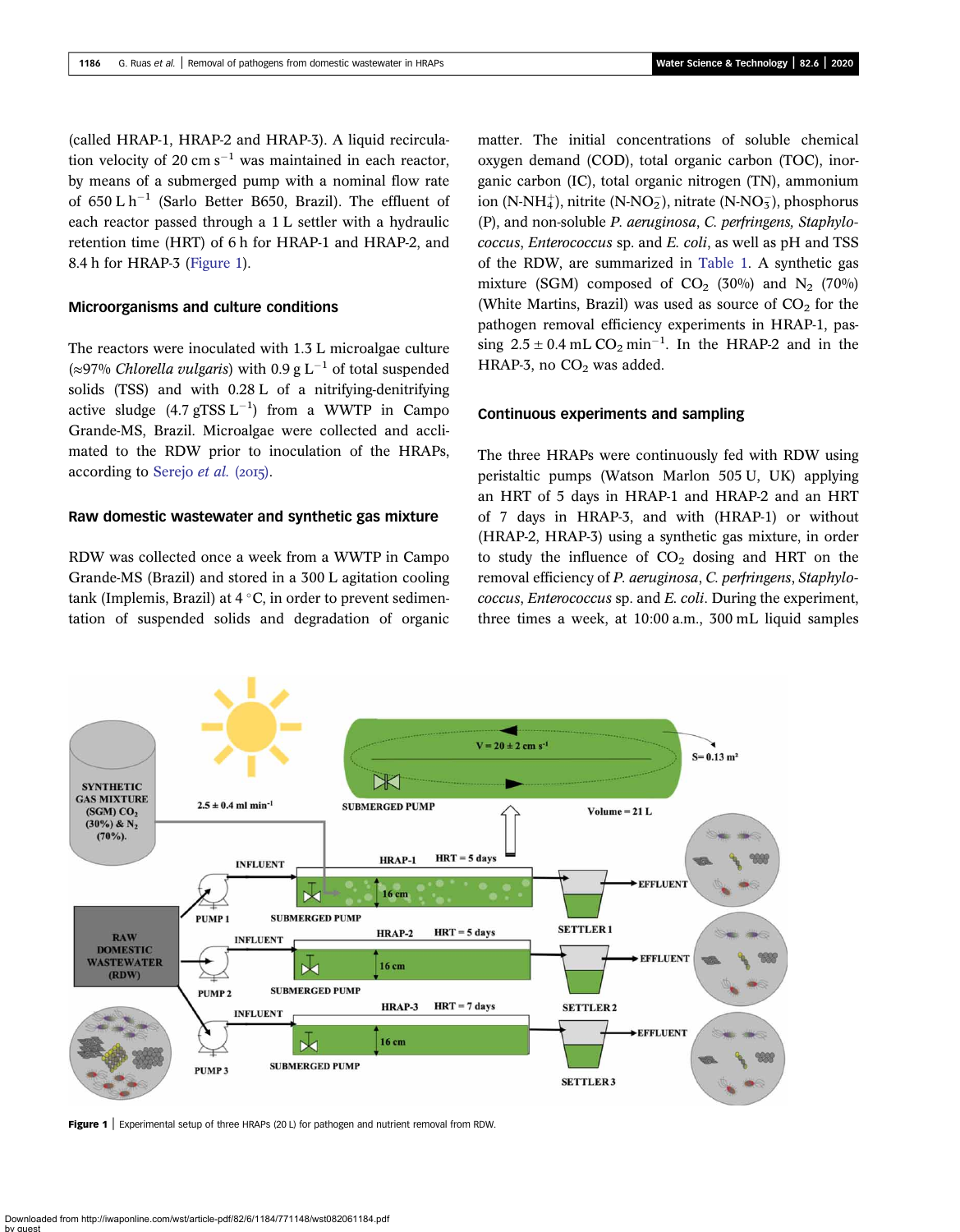(called HRAP-1, HRAP-2 and HRAP-3). A liquid recirculation velocity of 20 cm $s^{-1}$ was maintained in each reactor, by means of a submerged pump with a nominal flow rate of 650 L $h^{-1}$ (Sarlo Better B650, Brazil). The effluent of each reactor passed through a 1 L settler with a hydraulic retention time (HRT) of 6 h for HRAP-1 and HRAP-2, and 8.4 h for HRAP-3 (Figure 1).

### Microorganisms and culture conditions

The reactors were inoculated with 1.3 L microalgae culture (≈97% *Chlorella vulgaris*) with 0.9 g $L^{-1}$ of total suspended solids (TSS) and with 0.28 L of a nitrifying-denitrifying active sludge (4.7 gTSS $L^{-1}$) from a WWTP in Campo Grande-MS, Brazil. Microalgae were collected and acclimated to the RDW prior to inoculation of the HRAPs, according to Serejo *et al.* (2015).

### Raw domestic wastewater and synthetic gas mixture

RDW was collected once a week from a WWTP in Campo Grande-MS (Brazil) and stored in a 300 L agitation cooling tank (Implemis, Brazil) at 4 °C, in order to prevent sedimentation of suspended solids and degradation of organic matter. The initial concentrations of soluble chemical oxygen demand (COD), total organic carbon (TOC), inorganic carbon (IC), total organic nitrogen (TN), ammonium ion (N-$NH_4^+$), nitrite (N-$NO_2^-$), nitrate (N-$NO_3^-$), phosphorus (P), and non-soluble *P. aeruginosa*, *C. perfringens*, *Staphylococcus*, *Enterococcus* sp. and *E. coli*, as well as pH and TSS of the RDW, are summarized in Table 1. A synthetic gas mixture (SGM) composed of $CO_2$ (30%) and $N_2$ (70%) (White Martins, Brazil) was used as source of $CO_2$ for the pathogen removal efficiency experiments in HRAP-1, passing 2.5 ± 0.4 mL $CO_2$ $min^{-1}$. In the HRAP-2 and in the HRAP-3, no $CO_2$ was added.

### Continuous experiments and sampling

The three HRAPs were continuously fed with RDW using peristaltic pumps (Watson Marlon 505 U, UK) applying an HRT of 5 days in HRAP-1 and HRAP-2 and an HRT of 7 days in HRAP-3, and with (HRAP-1) or without (HRAP-2, HRAP-3) using a synthetic gas mixture, in order to study the influence of $CO_2$ dosing and HRT on the removal efficiency of *P. aeruginosa*, *C. perfringens*, *Staphylococcus*, *Enterococcus* sp. and *E. coli*. During the experiment, three times a week, at 10:00 a.m., 300 mL liquid samples

**Figure 1** | Experimental setup of three HRAPs (20 L) for pathogen and nutrient removal from RDW.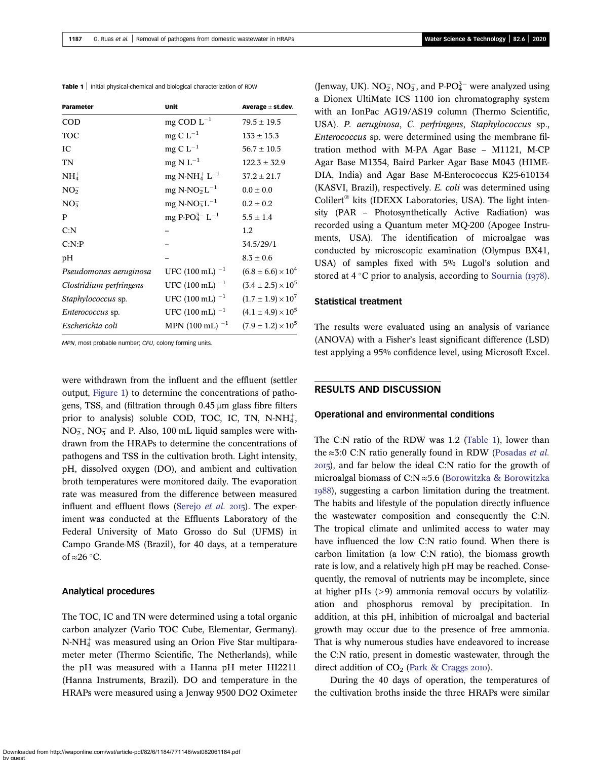**Table 1** | Initial physical-chemical and biological characterization of RDW

| Parameter | Unit | Average ± st.dev. |
|---|---|---|
| COD | mg COD $L^{-1}$ | 79.5 ± 19.5 |
| TOC | mg C $L^{-1}$ | 133 ± 15.3 |
| IC | mg C $L^{-1}$ | 56.7 ± 10.5 |
| TN | mg N $L^{-1}$ | 122.3 ± 32.9 |
| $NH_4^+$ | mg N-$NH_4^+$ $L^{-1}$ | 37.2 ± 21.7 |
| $NO_2^-$ | mg N-$NO_2^-$$L^{-1}$ | 0.0 ± 0.0 |
| $NO_3^-$ | mg N-$NO_3^-$$L^{-1}$ | 0.2 ± 0.2 |
| P | mg P-$PO_4^{3-}$ $L^{-1}$ | 5.5 ± 1.4 |
| C:N | – | 1.2 |
| C:N:P | – | 34.5/29/1 |
| pH | – | 8.3 ± 0.6 |
| *Pseudomonas aeruginosa* | UFC $(100\ mL)^{-1}$ | $(6.8 \pm 6.6) \times 10^4$ |
| *Clostridium perfringens* | UFC $(100\ mL)^{-1}$ | $(3.4 \pm 2.5) \times 10^5$ |
| *Staphylococcus* sp. | UFC $(100\ mL)^{-1}$ | $(1.7 \pm 1.9) \times 10^7$ |
| *Enterococcus* sp. | UFC $(100\ mL)^{-1}$ | $(4.1 \pm 4.9) \times 10^5$ |
| *Escherichia coli* | MPN $(100\ mL)^{-1}$ | $(7.9 \pm 1.2) \times 10^5$ |

*MPN*, most probable number; *CFU*, colony forming units.

were withdrawn from the influent and the effluent (settler output, Figure 1) to determine the concentrations of pathogens, TSS, and (filtration through 0.45 μm glass fibre filters prior to analysis) soluble COD, TOC, IC, TN, N-$NH_4^+$, $NO_2^-$, $NO_3^-$ and P. Also, 100 mL liquid samples were withdrawn from the HRAPs to determine the concentrations of pathogens and TSS in the cultivation broth. Light intensity, pH, dissolved oxygen (DO), and ambient and cultivation broth temperatures were monitored daily. The evaporation rate was measured from the difference between measured influent and effluent flows (Serejo *et al.* 2015). The experiment was conducted at the Effluents Laboratory of the Federal University of Mato Grosso do Sul (UFMS) in Campo Grande-MS (Brazil), for 40 days, at a temperature of ≈26 °C.

### Analytical procedures

The TOC, IC and TN were determined using a total organic carbon analyzer (Vario TOC Cube, Elementar, Germany). N-$NH_4^+$ was measured using an Orion Five Star multiparameter meter (Thermo Scientific, The Netherlands), while the pH was measured with a Hanna pH meter HI2211 (Hanna Instruments, Brazil). DO and temperature in the HRAPs were measured using a Jenway 9500 DO2 Oximeter (Jenway, UK). $NO_2^-$, $NO_3^-$, and P-$PO_4^{3-}$ were analyzed using a Dionex UltiMate ICS 1100 ion chromatography system with an IonPac AG19/AS19 column (Thermo Scientific, USA). *P. aeruginosa*, *C. perfringens*, *Staphylococcus* sp., *Enterococcus* sp. were determined using the membrane filtration method with M-PA Agar Base – M1121, M-CP Agar Base M1354, Baird Parker Agar Base M043 (HIMEDIA, India) and Agar Base M-Enterococcus K25-610134 (KASVI, Brazil), respectively. *E. coli* was determined using Colilert® kits (IDEXX Laboratories, USA). The light intensity (PAR – Photosynthetically Active Radiation) was recorded using a Quantum meter MQ-200 (Apogee Instruments, USA). The identification of microalgae was conducted by microscopic examination (Olympus BX41, USA) of samples fixed with 5% Lugol's solution and stored at 4 °C prior to analysis, according to Sournia (1978).

### Statistical treatment

The results were evaluated using an analysis of variance (ANOVA) with a Fisher's least significant difference (LSD) test applying a 95% confidence level, using Microsoft Excel.

## RESULTS AND DISCUSSION

### Operational and environmental conditions

The C:N ratio of the RDW was 1.2 (Table 1), lower than the ≈3:0 C:N ratio generally found in RDW (Posadas *et al.* 2015), and far below the ideal C:N ratio for the growth of microalgal biomass of C:N ≈5.6 (Borowitzka & Borowitzka 1988), suggesting a carbon limitation during the treatment. The habits and lifestyle of the population directly influence the wastewater composition and consequently the C:N. The tropical climate and unlimited access to water may have influenced the low C:N ratio found. When there is carbon limitation (a low C:N ratio), the biomass growth rate is low, and a relatively high pH may be reached. Consequently, the removal of nutrients may be incomplete, since at higher pHs (>9) ammonia removal occurs by volatilization and phosphorus removal by precipitation. In addition, at this pH, inhibition of microalgal and bacterial growth may occur due to the presence of free ammonia. That is why numerous studies have endeavored to increase the C:N ratio, present in domestic wastewater, through the direct addition of $CO_2$ (Park & Craggs 2010).

During the 40 days of operation, the temperatures of the cultivation broths inside the three HRAPs were similar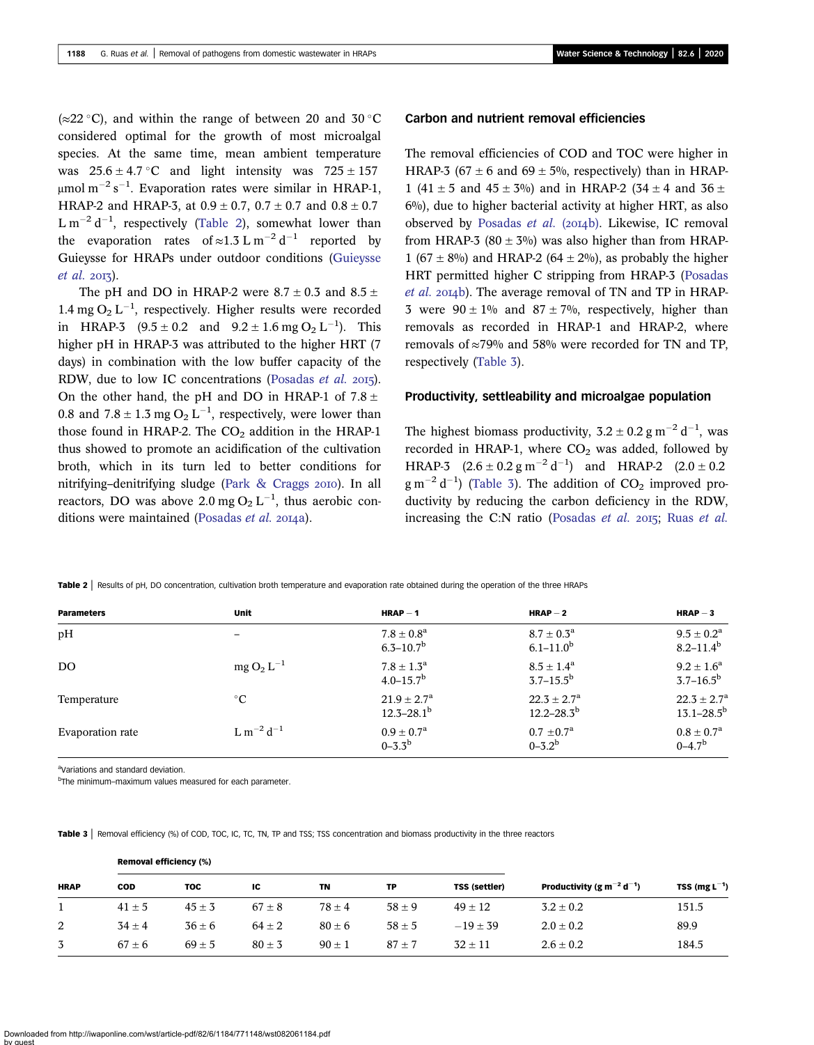(≈22 °C), and within the range of between 20 and 30 °C considered optimal for the growth of most microalgal species. At the same time, mean ambient temperature was 25.6 ± 4.7 °C and light intensity was 725 ± 157 μmol $m^{-2}$ $s^{-1}$. Evaporation rates were similar in HRAP-1, HRAP-2 and HRAP-3, at 0.9 ± 0.7, 0.7 ± 0.7 and 0.8 ± 0.7 L $m^{-2}$ $d^{-1}$, respectively (Table 2), somewhat lower than the evaporation rates of ≈1.3 L $m^{-2}$ $d^{-1}$ reported by Guieysse for HRAPs under outdoor conditions (Guieysse *et al.* 2013).

The pH and DO in HRAP-2 were 8.7 ± 0.3 and 8.5 ± 1.4 mg $O_2$ $L^{-1}$, respectively. Higher results were recorded in HRAP-3 (9.5 ± 0.2 and 9.2 ± 1.6 mg $O_2$ $L^{-1}$). This higher pH in HRAP-3 was attributed to the higher HRT (7 days) in combination with the low buffer capacity of the RDW, due to low IC concentrations (Posadas *et al.* 2015). On the other hand, the pH and DO in HRAP-1 of 7.8 ± 0.8 and 7.8 ± 1.3 mg $O_2$ $L^{-1}$, respectively, were lower than those found in HRAP-2. The $CO_2$ addition in the HRAP-1 thus showed to promote an acidification of the cultivation broth, which in its turn led to better conditions for nitrifying–denitrifying sludge (Park & Craggs 2010). In all reactors, DO was above 2.0 mg $O_2$ $L^{-1}$, thus aerobic conditions were maintained (Posadas *et al.* 2014a).

### Carbon and nutrient removal efficiencies

The removal efficiencies of COD and TOC were higher in HRAP-3 (67 ± 6 and 69 ± 5%, respectively) than in HRAP-1 (41 ± 5 and 45 ± 3%) and in HRAP-2 (34 ± 4 and 36 ± 6%), due to higher bacterial activity at higher HRT, as also observed by Posadas *et al.* (2014b). Likewise, IC removal from HRAP-3 (80 ± 3%) was also higher than from HRAP-1 (67 ± 8%) and HRAP-2 (64 ± 2%), as probably the higher HRT permitted higher C stripping from HRAP-3 (Posadas *et al.* 2014b). The average removal of TN and TP in HRAP-3 were 90 ± 1% and 87 ± 7%, respectively, higher than removals as recorded in HRAP-1 and HRAP-2, where removals of ≈79% and 58% were recorded for TN and TP, respectively (Table 3).

### Productivity, settleability and microalgae population

The highest biomass productivity, 3.2 ± 0.2 g $m^{-2}$ $d^{-1}$, was recorded in HRAP-1, where $CO_2$ was added, followed by HRAP-3 (2.6 ± 0.2 g $m^{-2}$ $d^{-1}$) and HRAP-2 (2.0 ± 0.2 g $m^{-2}$ $d^{-1}$) (Table 3). The addition of $CO_2$ improved productivity by reducing the carbon deficiency in the RDW, increasing the C:N ratio (Posadas *et al.* 2015; Ruas *et al.*

**Table 2** | Results of pH, DO concentration, cultivation broth temperature and evaporation rate obtained during the operation of the three HRAPs

| Parameters | Unit | HRAP − 1 | HRAP − 2 | HRAP − 3 |
|---|---|---|---|---|
| pH | – | 7.8 ± 0.8[a]<br>6.3–10.7[b] | 8.7 ± 0.3[a]<br>6.1–11.0[b] | 9.5 ± 0.2[a]<br>8.2–11.4[b] |
| DO | mg $O_2$ $L^{-1}$ | 7.8 ± 1.3[a]<br>4.0–15.7[b] | 8.5 ± 1.4[a]<br>3.7–15.5[b] | 9.2 ± 1.6[a]<br>3.7–16.5[b] |
| Temperature | °C | 21.9 ± 2.7[a]<br>12.3–28.1[b] | 22.3 ± 2.7[a]<br>12.2–28.3[b] | 22.3 ± 2.7[a]<br>13.1–28.5[b] |
| Evaporation rate | L $m^{-2}$ $d^{-1}$ | 0.9 ± 0.7[a]<br>0–3.3[b] | 0.7 ±0.7[a]<br>0–3.2[b] | 0.8 ± 0.7[a]<br>0–4.7[b] |

[a]Variations and standard deviation.
[b]The minimum–maximum values measured for each parameter.

**Table 3** | Removal efficiency (%) of COD, TOC, IC, TC, TN, TP and TSS; TSS concentration and biomass productivity in the three reactors

| | Removal efficiency (%) | | | | | | | |
|---|---|---|---|---|---|---|---|---|
| HRAP | COD | TOC | IC | TN | TP | TSS (settler) | Productivity (g $m^{-2}$ $d^{-1}$) | TSS (mg $L^{-1}$) |
| 1 | 41 ± 5 | 45 ± 3 | 67 ± 8 | 78 ± 4 | 58 ± 9 | 49 ± 12 | 3.2 ± 0.2 | 151.5 |
| 2 | 34 ± 4 | 36 ± 6 | 64 ± 2 | 80 ± 6 | 58 ± 5 | −19 ± 39 | 2.0 ± 0.2 | 89.9 |
| 3 | 67 ± 6 | 69 ± 5 | 80 ± 3 | 90 ± 1 | 87 ± 7 | 32 ± 11 | 2.6 ± 0.2 | 184.5 |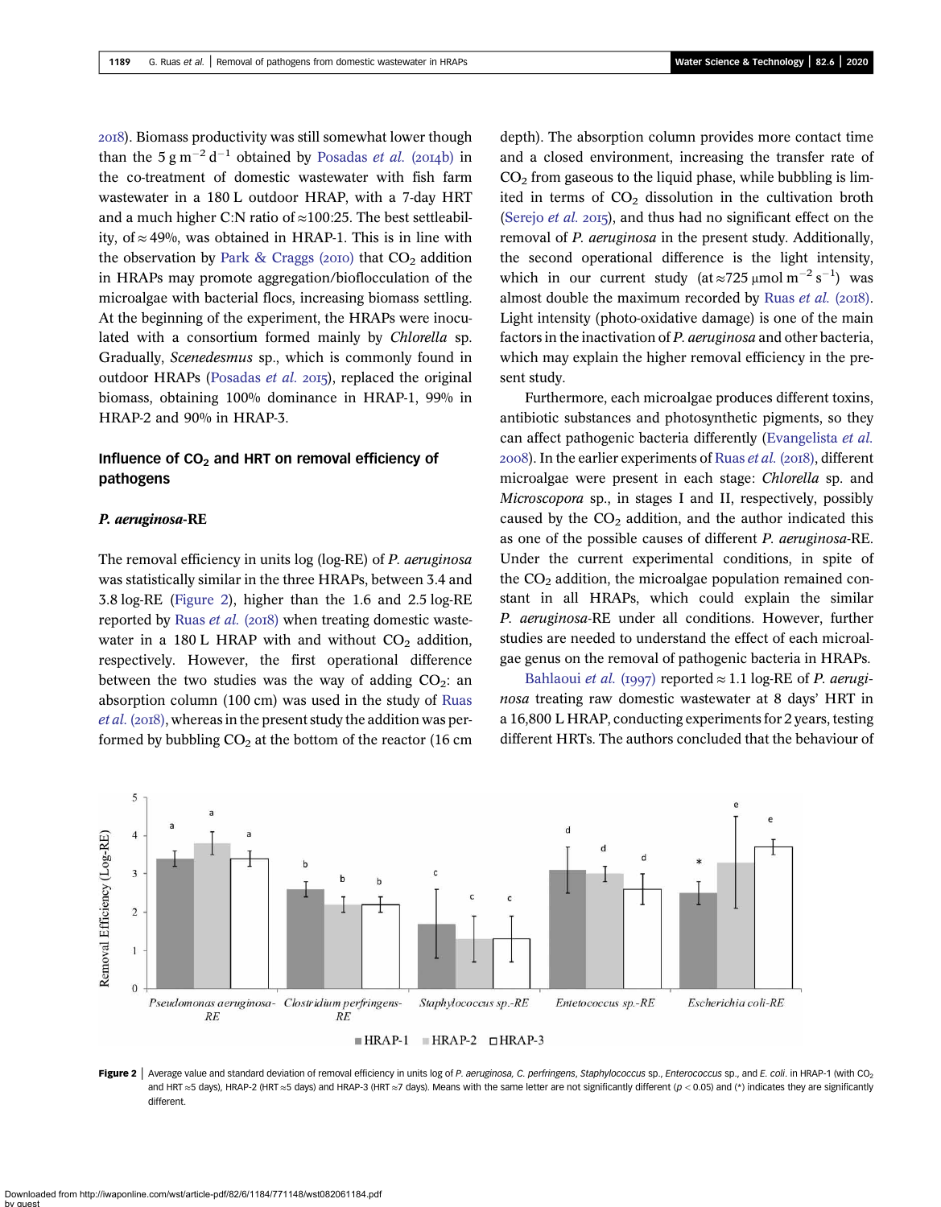2018). Biomass productivity was still somewhat lower though than the 5 g $m^{-2}$ $d^{-1}$ obtained by Posadas *et al.* (2014b) in the co-treatment of domestic wastewater with fish farm wastewater in a 180 L outdoor HRAP, with a 7-day HRT and a much higher C:N ratio of ≈100:25. The best settleability, of ≈ 49%, was obtained in HRAP-1. This is in line with the observation by Park & Craggs (2010) that $CO_2$ addition in HRAPs may promote aggregation/bioflocculation of the microalgae with bacterial flocs, increasing biomass settling. At the beginning of the experiment, the HRAPs were inoculated with a consortium formed mainly by *Chlorella* sp. Gradually, *Scenedesmus* sp., which is commonly found in outdoor HRAPs (Posadas *et al.* 2015), replaced the original biomass, obtaining 100% dominance in HRAP-1, 99% in HRAP-2 and 90% in HRAP-3.

### Influence of $CO_2$ and HRT on removal efficiency of pathogens

#### *P. aeruginosa*-RE

The removal efficiency in units log (log-RE) of *P. aeruginosa* was statistically similar in the three HRAPs, between 3.4 and 3.8 log-RE (Figure 2), higher than the 1.6 and 2.5 log-RE reported by Ruas *et al.* (2018) when treating domestic wastewater in a 180 L HRAP with and without $CO_2$ addition, respectively. However, the first operational difference between the two studies was the way of adding $CO_2$: an absorption column (100 cm) was used in the study of Ruas *et al.* (2018), whereas in the present study the addition was performed by bubbling $CO_2$ at the bottom of the reactor (16 cm depth). The absorption column provides more contact time and a closed environment, increasing the transfer rate of $CO_2$ from gaseous to the liquid phase, while bubbling is limited in terms of $CO_2$ dissolution in the cultivation broth (Serejo *et al.* 2015), and thus had no significant effect on the removal of *P. aeruginosa* in the present study. Additionally, the second operational difference is the light intensity, which in our current study (at ≈725 μmol $m^{-2}$ $s^{-1}$) was almost double the maximum recorded by Ruas *et al.* (2018). Light intensity (photo-oxidative damage) is one of the main factors in the inactivation of *P. aeruginosa* and other bacteria, which may explain the higher removal efficiency in the present study.

Furthermore, each microalgae produces different toxins, antibiotic substances and photosynthetic pigments, so they can affect pathogenic bacteria differently (Evangelista *et al.* 2008). In the earlier experiments of Ruas *et al.* (2018), different microalgae were present in each stage: *Chlorella* sp. and *Microscopora* sp., in stages I and II, respectively, possibly caused by the $CO_2$ addition, and the author indicated this as one of the possible causes of different *P. aeruginosa*-RE. Under the current experimental conditions, in spite of the $CO_2$ addition, the microalgae population remained constant in all HRAPs, which could explain the similar *P. aeruginosa*-RE under all conditions. However, further studies are needed to understand the effect of each microalgae genus on the removal of pathogenic bacteria in HRAPs.

Bahlaoui *et al.* (1997) reported ≈ 1.1 log-RE of *P. aeruginosa* treating raw domestic wastewater at 8 days' HRT in a 16,800 L HRAP, conducting experiments for 2 years, testing different HRTs. The authors concluded that the behaviour of

**Figure 2** | Average value and standard deviation of removal efficiency in units log of *P. aeruginosa*, *C. perfringens*, *Staphylococcus* sp., *Enterococcus* sp., and *E. coli*. in HRAP-1 (with $CO_2$ and HRT ≈5 days), HRAP-2 (HRT ≈5 days) and HRAP-3 (HRT ≈7 days). Means with the same letter are not significantly different ($p < 0.05$) and (*) indicates they are significantly different.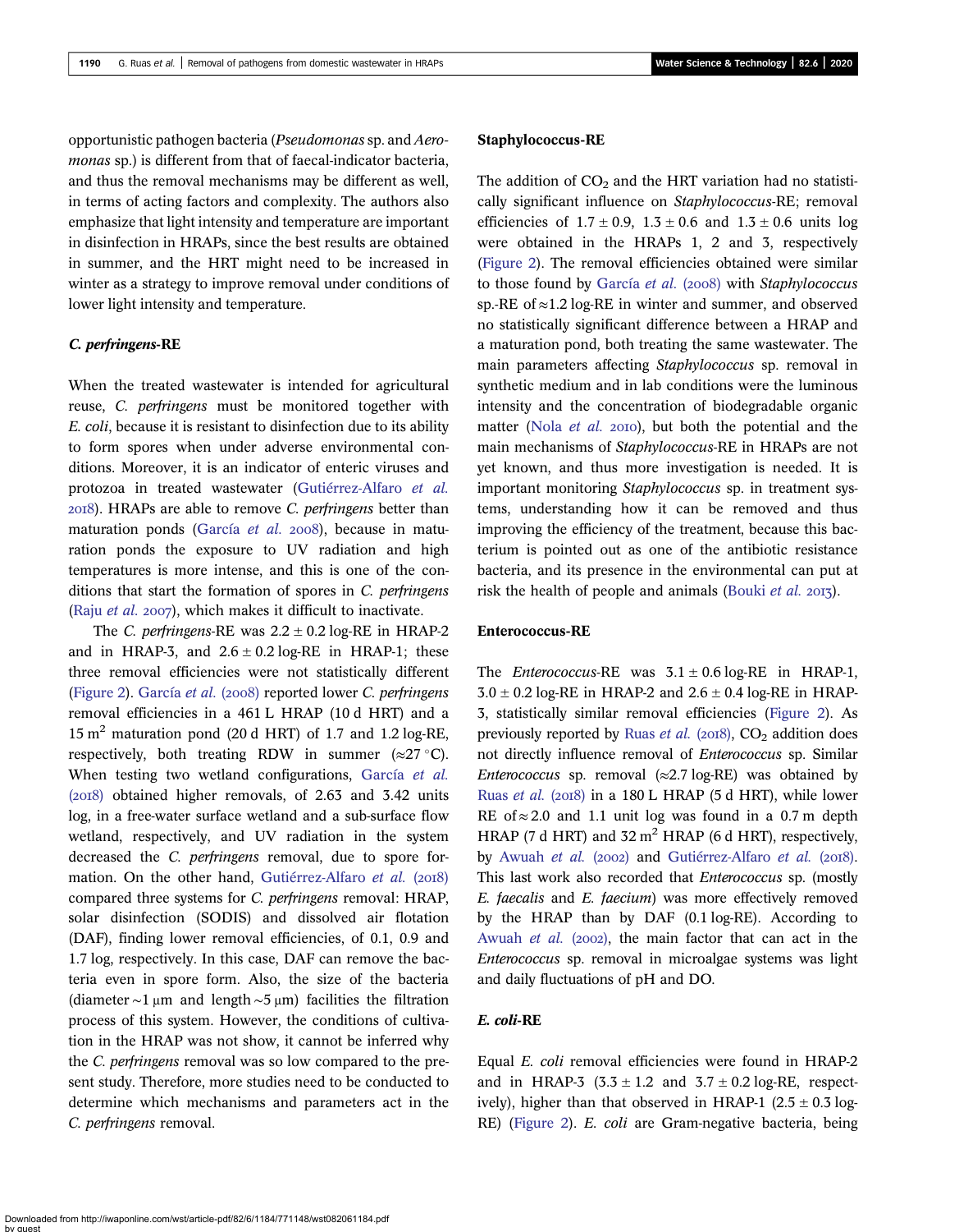opportunistic pathogen bacteria (*Pseudomonas* sp. and *Aeromonas* sp.) is different from that of faecal-indicator bacteria, and thus the removal mechanisms may be different as well, in terms of acting factors and complexity. The authors also emphasize that light intensity and temperature are important in disinfection in HRAPs, since the best results are obtained in summer, and the HRT might need to be increased in winter as a strategy to improve removal under conditions of lower light intensity and temperature.

### *C. perfringens*-RE

When the treated wastewater is intended for agricultural reuse, *C. perfringens* must be monitored together with *E. coli*, because it is resistant to disinfection due to its ability to form spores when under adverse environmental conditions. Moreover, it is an indicator of enteric viruses and protozoa in treated wastewater (Gutiérrez-Alfaro *et al.* 2018). HRAPs are able to remove *C. perfringens* better than maturation ponds (García *et al.* 2008), because in maturation ponds the exposure to UV radiation and high temperatures is more intense, and this is one of the conditions that start the formation of spores in *C. perfringens* (Raju *et al.* 2007), which makes it difficult to inactivate.

The *C. perfringens*-RE was $2.2 \pm 0.2$ log-RE in HRAP-2 and in HRAP-3, and $2.6 \pm 0.2$ log-RE in HRAP-1; these three removal efficiencies were not statistically different (Figure 2). García *et al.* (2008) reported lower *C. perfringens* removal efficiencies in a 461 L HRAP (10 d HRT) and a 15 $m^2$ maturation pond (20 d HRT) of 1.7 and 1.2 log-RE, respectively, both treating RDW in summer ($\approx$27 °C). When testing two wetland configurations, García *et al.* (2018) obtained higher removals, of 2.63 and 3.42 units log, in a free-water surface wetland and a sub-surface flow wetland, respectively, and UV radiation in the system decreased the *C. perfringens* removal, due to spore formation. On the other hand, Gutiérrez-Alfaro *et al.* (2018) compared three systems for *C. perfringens* removal: HRAP, solar disinfection (SODIS) and dissolved air flotation (DAF), finding lower removal efficiencies, of 0.1, 0.9 and 1.7 log, respectively. In this case, DAF can remove the bacteria even in spore form. Also, the size of the bacteria (diameter ~1 μm and length ~5 μm) facilities the filtration process of this system. However, the conditions of cultivation in the HRAP was not show, it cannot be inferred why the *C. perfringens* removal was so low compared to the present study. Therefore, more studies need to be conducted to determine which mechanisms and parameters act in the *C. perfringens* removal.

### Staphylococcus-RE

The addition of $CO_2$ and the HRT variation had no statistically significant influence on *Staphylococcus*-RE; removal efficiencies of $1.7 \pm 0.9$, $1.3 \pm 0.6$ and $1.3 \pm 0.6$ units log were obtained in the HRAPs 1, 2 and 3, respectively (Figure 2). The removal efficiencies obtained were similar to those found by García *et al.* (2008) with *Staphylococcus* sp.-RE of $\approx$1.2 log-RE in winter and summer, and observed no statistically significant difference between a HRAP and a maturation pond, both treating the same wastewater. The main parameters affecting *Staphylococcus* sp. removal in synthetic medium and in lab conditions were the luminous intensity and the concentration of biodegradable organic matter (Nola *et al.* 2010), but both the potential and the main mechanisms of *Staphylococcus*-RE in HRAPs are not yet known, and thus more investigation is needed. It is important monitoring *Staphylococcus* sp. in treatment systems, understanding how it can be removed and thus improving the efficiency of the treatment, because this bacterium is pointed out as one of the antibiotic resistance bacteria, and its presence in the environmental can put at risk the health of people and animals (Bouki *et al.* 2013).

### Enterococcus-RE

The *Enterococcus*-RE was $3.1 \pm 0.6$ log-RE in HRAP-1, $3.0 \pm 0.2$ log-RE in HRAP-2 and $2.6 \pm 0.4$ log-RE in HRAP-3, statistically similar removal efficiencies (Figure 2). As previously reported by Ruas *et al.* (2018), $CO_2$ addition does not directly influence removal of *Enterococcus* sp. Similar *Enterococcus* sp. removal ($\approx$2.7 log-RE) was obtained by Ruas *et al.* (2018) in a 180 L HRAP (5 d HRT), while lower RE of $\approx$2.0 and 1.1 unit log was found in a 0.7 m depth HRAP (7 d HRT) and 32 $m^2$ HRAP (6 d HRT), respectively, by Awuah *et al.* (2002) and Gutiérrez-Alfaro *et al.* (2018). This last work also recorded that *Enterococcus* sp. (mostly *E. faecalis* and *E. faecium*) was more effectively removed by the HRAP than by DAF (0.1 log-RE). According to Awuah *et al.* (2002), the main factor that can act in the *Enterococcus* sp. removal in microalgae systems was light and daily fluctuations of pH and DO.

### *E. coli*-RE

Equal *E. coli* removal efficiencies were found in HRAP-2 and in HRAP-3 ($3.3 \pm 1.2$ and $3.7 \pm 0.2$ log-RE, respectively), higher than that observed in HRAP-1 ($2.5 \pm 0.3$ log-RE) (Figure 2). *E. coli* are Gram-negative bacteria, being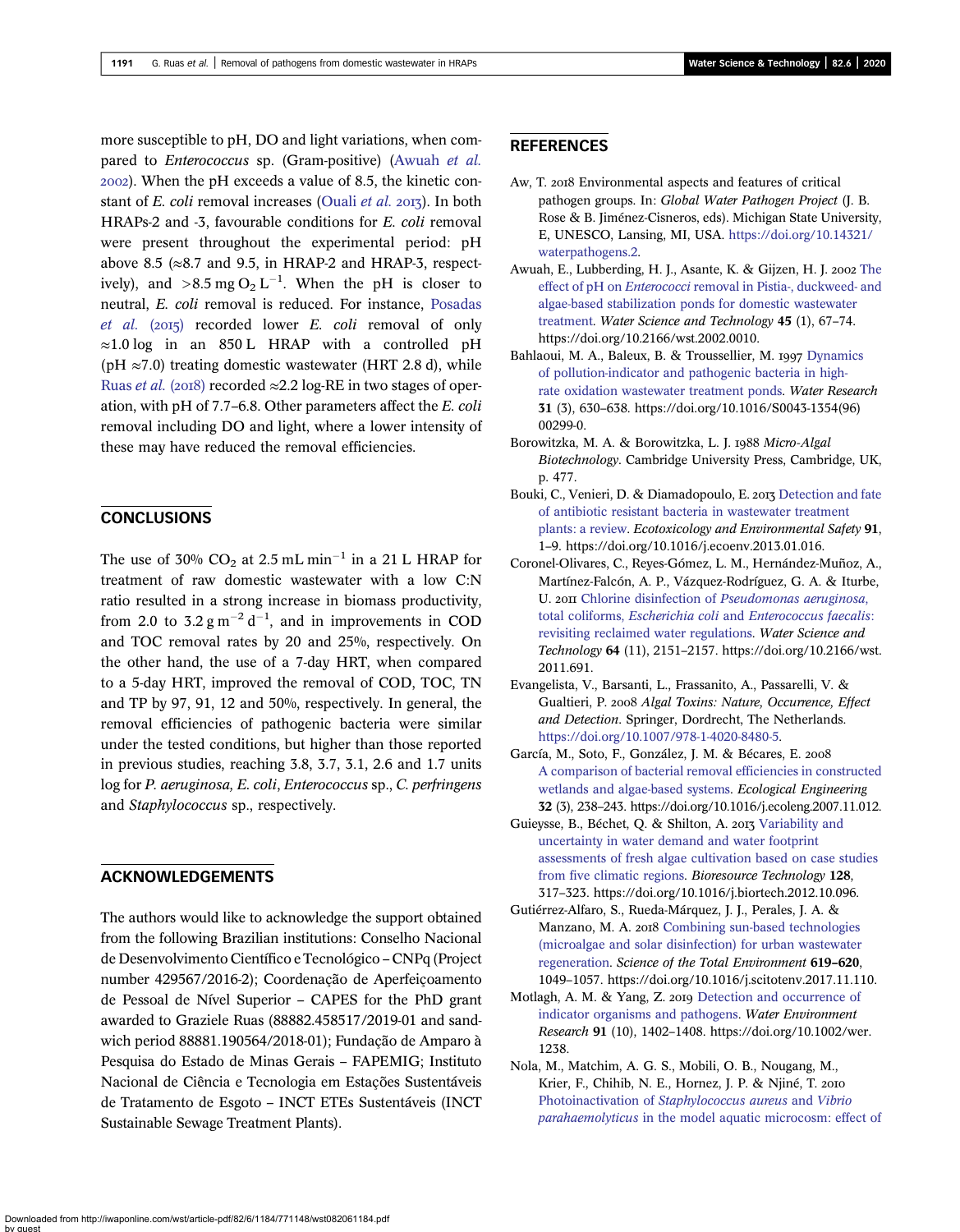more susceptible to pH, DO and light variations, when compared to *Enterococcus* sp. (Gram-positive) (Awuah *et al.* 2002). When the pH exceeds a value of 8.5, the kinetic constant of *E. coli* removal increases (Ouali *et al.* 2013). In both HRAPs-2 and -3, favourable conditions for *E. coli* removal were present throughout the experimental period: pH above 8.5 (≈8.7 and 9.5, in HRAP-2 and HRAP-3, respectively), and >8.5 mg $O_2$ $L^{-1}$. When the pH is closer to neutral, *E. coli* removal is reduced. For instance, Posadas *et al.* (2015) recorded lower *E. coli* removal of only ≈1.0 log in an 850 L HRAP with a controlled pH (pH ≈7.0) treating domestic wastewater (HRT 2.8 d), while Ruas *et al.* (2018) recorded ≈2.2 log-RE in two stages of operation, with pH of 7.7–6.8. Other parameters affect the *E. coli* removal including DO and light, where a lower intensity of these may have reduced the removal efficiencies.

## CONCLUSIONS

The use of 30% $CO_2$ at 2.5 mL $min^{-1}$ in a 21 L HRAP for treatment of raw domestic wastewater with a low C:N ratio resulted in a strong increase in biomass productivity, from 2.0 to 3.2 g $m^{-2}$ $d^{-1}$, and in improvements in COD and TOC removal rates by 20 and 25%, respectively. On the other hand, the use of a 7-day HRT, when compared to a 5-day HRT, improved the removal of COD, TOC, TN and TP by 97, 91, 12 and 50%, respectively. In general, the removal efficiencies of pathogenic bacteria were similar under the tested conditions, but higher than those reported in previous studies, reaching 3.8, 3.7, 3.1, 2.6 and 1.7 units log for *P. aeruginosa, E. coli, Enterococcus* sp., *C. perfringens* and *Staphylococcus* sp., respectively.

## ACKNOWLEDGEMENTS

The authors would like to acknowledge the support obtained from the following Brazilian institutions: Conselho Nacional de Desenvolvimento Científico e Tecnológico – CNPq (Project number 429567/2016-2); Coordenação de Aperfeiçoamento de Pessoal de Nível Superior – CAPES for the PhD grant awarded to Graziele Ruas (88882.458517/2019-01 and sandwich period 88881.190564/2018-01); Fundação de Amparo à Pesquisa do Estado de Minas Gerais – FAPEMIG; Instituto Nacional de Ciência e Tecnologia em Estações Sustentáveis de Tratamento de Esgoto – INCT ETEs Sustentáveis (INCT Sustainable Sewage Treatment Plants).

## REFERENCES

Aw, T. 2018 Environmental aspects and features of critical pathogen groups. In: *Global Water Pathogen Project* (J. B. Rose & B. Jiménez-Cisneros, eds). Michigan State University, E, UNESCO, Lansing, MI, USA. https://doi.org/10.14321/waterpathogens.2.

Awuah, E., Lubberding, H. J., Asante, K. & Gijzen, H. J. 2002 The effect of pH on *Enterococci* removal in Pistia-, duckweed- and algae-based stabilization ponds for domestic wastewater treatment. *Water Science and Technology* **45** (1), 67–74. https://doi.org/10.2166/wst.2002.0010.

Bahlaoui, M. A., Baleux, B. & Troussellier, M. 1997 Dynamics of pollution-indicator and pathogenic bacteria in high-rate oxidation wastewater treatment ponds. *Water Research* **31** (3), 630–638. https://doi.org/10.1016/S0043-1354(96)00299-0.

Borowitzka, M. A. & Borowitzka, L. J. 1988 *Micro-Algal Biotechnology*. Cambridge University Press, Cambridge, UK, p. 477.

Bouki, C., Venieri, D. & Diamadopoulo, E. 2013 Detection and fate of antibiotic resistant bacteria in wastewater treatment plants: a review. *Ecotoxicology and Environmental Safety* **91**, 1–9. https://doi.org/10.1016/j.ecoenv.2013.01.016.

Coronel-Olivares, C., Reyes-Gómez, L. M., Hernández-Muñoz, A., Martínez-Falcón, A. P., Vázquez-Rodríguez, G. A. & Iturbe, U. 2011 Chlorine disinfection of *Pseudomonas aeruginosa*, total coliforms, *Escherichia coli* and *Enterococcus faecalis*: revisiting reclaimed water regulations. *Water Science and Technology* **64** (11), 2151–2157. https://doi.org/10.2166/wst.2011.691.

Evangelista, V., Barsanti, L., Frassanito, A., Passarelli, V. & Gualtieri, P. 2008 *Algal Toxins: Nature, Occurrence, Effect and Detection*. Springer, Dordrecht, The Netherlands. https://doi.org/10.1007/978-1-4020-8480-5.

García, M., Soto, F., González, J. M. & Bécares, E. 2008 A comparison of bacterial removal efficiencies in constructed wetlands and algae-based systems. *Ecological Engineering* **32** (3), 238–243. https://doi.org/10.1016/j.ecoleng.2007.11.012.

Guieysse, B., Béchet, Q. & Shilton, A. 2013 Variability and uncertainty in water demand and water footprint assessments of fresh algae cultivation based on case studies from five climatic regions. *Bioresource Technology* **128**, 317–323. https://doi.org/10.1016/j.biortech.2012.10.096.

Gutiérrez-Alfaro, S., Rueda-Márquez, J. J., Perales, J. A. & Manzano, M. A. 2018 Combining sun-based technologies (microalgae and solar disinfection) for urban wastewater regeneration. *Science of the Total Environment* **619–620**, 1049–1057. https://doi.org/10.1016/j.scitotenv.2017.11.110.

Motlagh, A. M. & Yang, Z. 2019 Detection and occurrence of indicator organisms and pathogens. *Water Environment Research* **91** (10), 1402–1408. https://doi.org/10.1002/wer.1238.

Nola, M., Matchim, A. G. S., Mobili, O. B., Nougang, M., Krier, F., Chihib, N. E., Hornez, J. P. & Njiné, T. 2010 Photoinactivation of *Staphylococcus aureus* and *Vibrio parahaemolyticus* in the model aquatic microcosm: effect of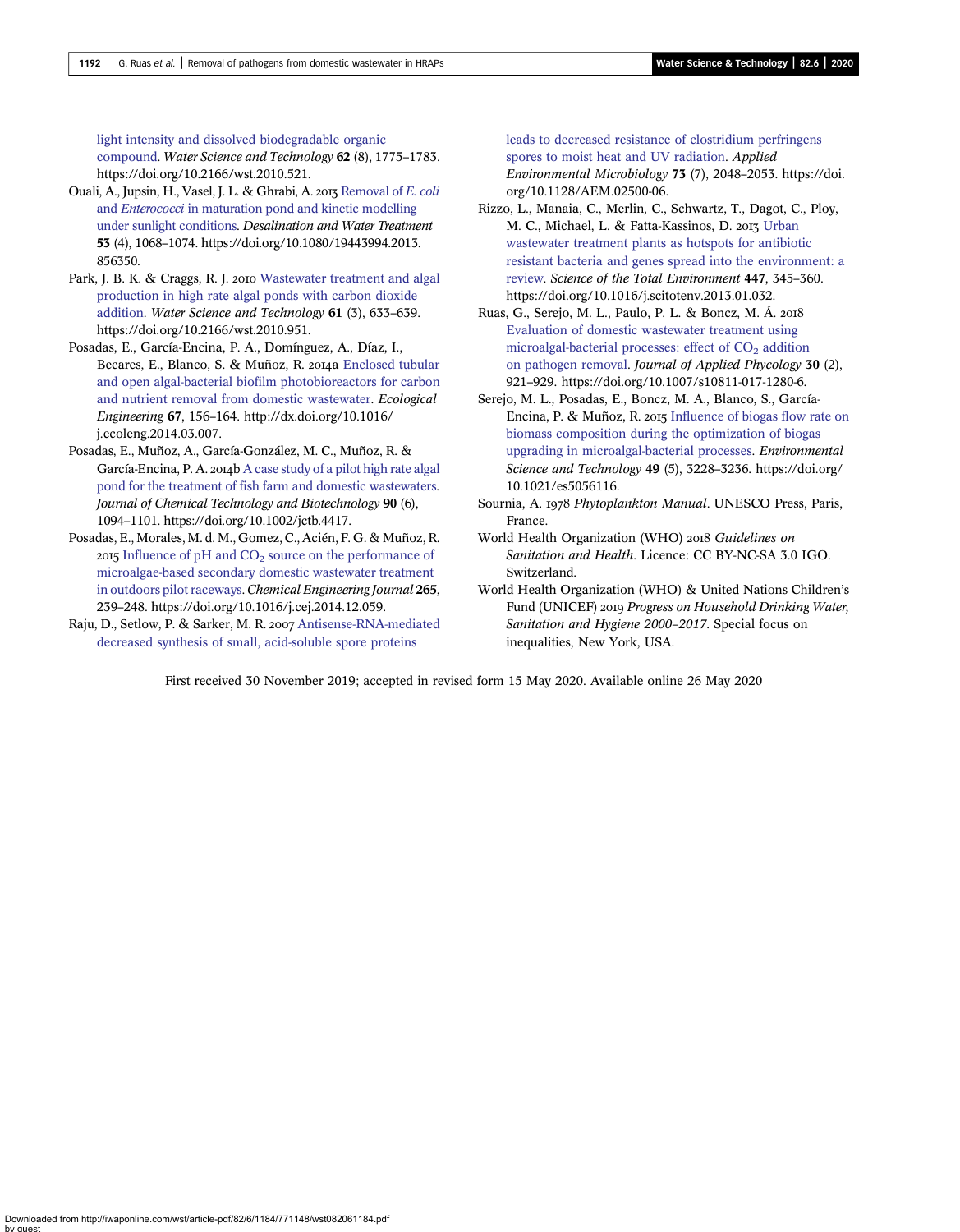light intensity and dissolved biodegradable organic compound. *Water Science and Technology* **62** (8), 1775–1783. https://doi.org/10.2166/wst.2010.521.

Ouali, A., Jupsin, H., Vasel, J. L. & Ghrabi, A. 2013 Removal of *E. coli* and *Enterococci* in maturation pond and kinetic modelling under sunlight conditions. *Desalination and Water Treatment* **53** (4), 1068–1074. https://doi.org/10.1080/19443994.2013.856350.

Park, J. B. K. & Craggs, R. J. 2010 Wastewater treatment and algal production in high rate algal ponds with carbon dioxide addition. *Water Science and Technology* **61** (3), 633–639. https://doi.org/10.2166/wst.2010.951.

Posadas, E., García-Encina, P. A., Domínguez, A., Díaz, I., Becares, E., Blanco, S. & Muñoz, R. 2014a Enclosed tubular and open algal-bacterial biofilm photobioreactors for carbon and nutrient removal from domestic wastewater. *Ecological Engineering* **67**, 156–164. http://dx.doi.org/10.1016/j.ecoleng.2014.03.007.

Posadas, E., Muñoz, A., García-González, M. C., Muñoz, R. & García-Encina, P. A. 2014b A case study of a pilot high rate algal pond for the treatment of fish farm and domestic wastewaters. *Journal of Chemical Technology and Biotechnology* **90** (6), 1094–1101. https://doi.org/10.1002/jctb.4417.

Posadas, E., Morales, M. d. M., Gomez, C., Acién, F. G. & Muñoz, R. 2015 Influence of pH and $CO_2$ source on the performance of microalgae-based secondary domestic wastewater treatment in outdoors pilot raceways. *Chemical Engineering Journal* **265**, 239–248. https://doi.org/10.1016/j.cej.2014.12.059.

Raju, D., Setlow, P. & Sarker, M. R. 2007 Antisense-RNA-mediated decreased synthesis of small, acid-soluble spore proteins leads to decreased resistance of clostridium perfringens spores to moist heat and UV radiation. *Applied Environmental Microbiology* **73** (7), 2048–2053. https://doi.org/10.1128/AEM.02500-06.

Rizzo, L., Manaia, C., Merlin, C., Schwartz, T., Dagot, C., Ploy, M. C., Michael, L. & Fatta-Kassinos, D. 2013 Urban wastewater treatment plants as hotspots for antibiotic resistant bacteria and genes spread into the environment: a review. *Science of the Total Environment* **447**, 345–360. https://doi.org/10.1016/j.scitotenv.2013.01.032.

Ruas, G., Serejo, M. L., Paulo, P. L. & Boncz, M. Á. 2018 Evaluation of domestic wastewater treatment using microalgal-bacterial processes: effect of $CO_2$ addition on pathogen removal. *Journal of Applied Phycology* **30** (2), 921–929. https://doi.org/10.1007/s10811-017-1280-6.

Serejo, M. L., Posadas, E., Boncz, M. A., Blanco, S., García-Encina, P. & Muñoz, R. 2015 Influence of biogas flow rate on biomass composition during the optimization of biogas upgrading in microalgal-bacterial processes. *Environmental Science and Technology* **49** (5), 3228–3236. https://doi.org/10.1021/es5056116.

Sournia, A. 1978 *Phytoplankton Manual*. UNESCO Press, Paris, France.

World Health Organization (WHO) 2018 *Guidelines on Sanitation and Health*. Licence: CC BY-NC-SA 3.0 IGO. Switzerland.

World Health Organization (WHO) & United Nations Children's Fund (UNICEF) 2019 *Progress on Household Drinking Water, Sanitation and Hygiene 2000–2017*. Special focus on inequalities, New York, USA.

First received 30 November 2019; accepted in revised form 15 May 2020. Available online 26 May 2020